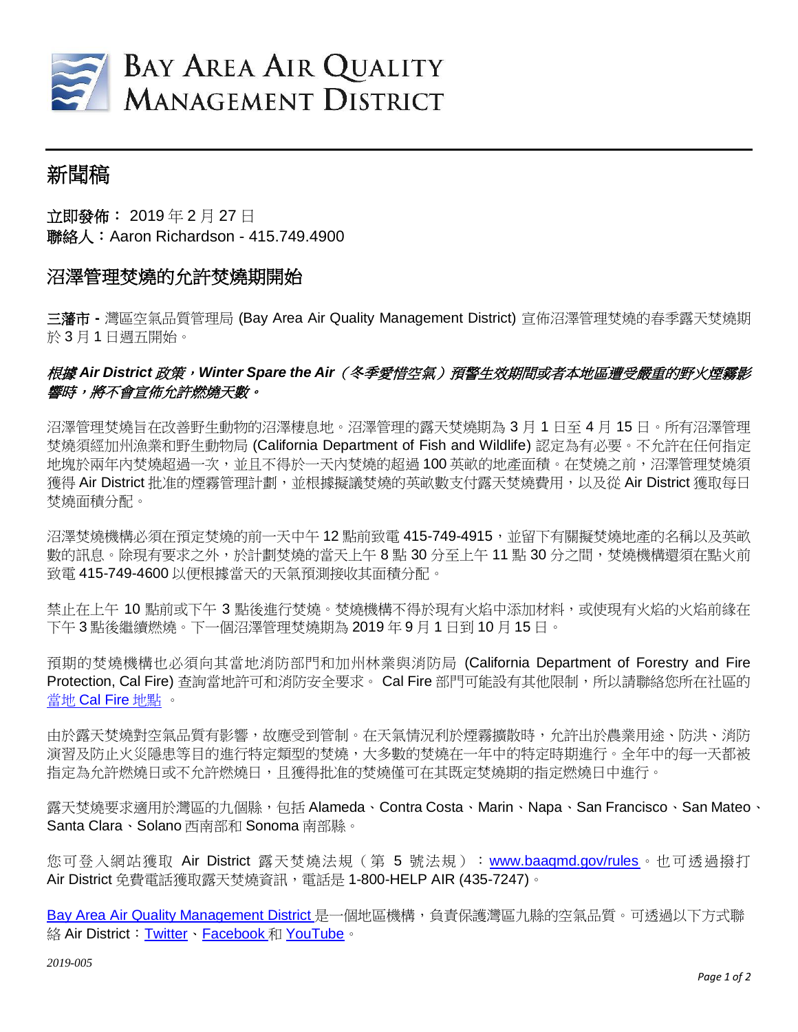# BAY AREA AIR QUALITY MANAGEMENT DISTRICT

## 新聞稿

**立即發佈：** 2019 年 2 月 27 日
**聯絡人：** Aaron Richardson - 415.749.4900

## 沼澤管理焚燒的允許焚燒期開始

**三藩市 -** 灣區空氣品質管理局 (Bay Area Air Quality Management District) 宣佈沼澤管理焚燒的春季露天焚燒期於 3 月 1 日週五開始。

***根據 Air District 政策，Winter Spare the Air（冬季愛惜空氣）預警生效期間或者本地區遭受嚴重的野火煙霧影響時，將不會宣佈允許燃燒天數。***

沼澤管理焚燒旨在改善野生動物的沼澤棲息地。沼澤管理的露天焚燒期為 3 月 1 日至 4 月 15 日。所有沼澤管理焚燒須經加州漁業和野生動物局 (California Department of Fish and Wildlife) 認定為有必要。不允許在任何指定地塊於兩年內焚燒超過一次，並且不得於一天內焚燒的超過 100 英畝的地產面積。在焚燒之前，沼澤管理焚燒須獲得 Air District 批准的煙霧管理計劃，並根據擬議焚燒的英畝數支付露天焚燒費用，以及從 Air District 獲取每日焚燒面積分配。

沼澤焚燒機構必須在預定焚燒的前一天中午 12 點前致電 415-749-4915，並留下有關擬焚燒地產的名稱以及英畝數的訊息。除現有要求之外，於計劃焚燒的當天上午 8 點 30 分至上午 11 點 30 分之間，焚燒機構還須在點火前致電 415-749-4600 以便根據當天的天氣預測接收其面積分配。

禁止在上午 10 點前或下午 3 點後進行焚燒。焚燒機構不得於現有火焰中添加材料，或使現有火焰的火焰前緣在下午 3 點後繼續燃燒。下一個沼澤管理焚燒期為 2019 年 9 月 1 日到 10 月 15 日。

預期的焚燒機構也必須向其當地消防部門和加州林業與消防局 (California Department of Forestry and Fire Protection, Cal Fire) 查詢當地許可和消防安全要求。 Cal Fire 部門可能設有其他限制，所以請聯絡您所在社區的當地 Cal Fire 地點 。

由於露天焚燒對空氣品質有影響，故應受到管制。在天氣情況利於煙霧擴散時，允許出於農業用途、防洪、消防演習及防止火災隱患等目的進行特定類型的焚燒，大多數的焚燒在一年中的特定時期進行。全年中的每一天都被指定為允許燃燒日或不允許燃燒日，且獲得批准的焚燒僅可在其既定焚燒期的指定燃燒日中進行。

露天焚燒要求適用於灣區的九個縣，包括 Alameda、Contra Costa、Marin、Napa、San Francisco、San Mateo、Santa Clara、Solano 西南部和 Sonoma 南部縣。

您可登入網站獲取 Air District 露天焚燒法規（第 5 號法規）：www.baaqmd.gov/rules。也可透過撥打 Air District 免費電話獲取露天焚燒資訊，電話是 1-800-HELP AIR (435-7247)。

Bay Area Air Quality Management District 是一個地區機構，負責保護灣區九縣的空氣品質。可透過以下方式聯絡 Air District：Twitter、Facebook 和 YouTube。

*2019-005*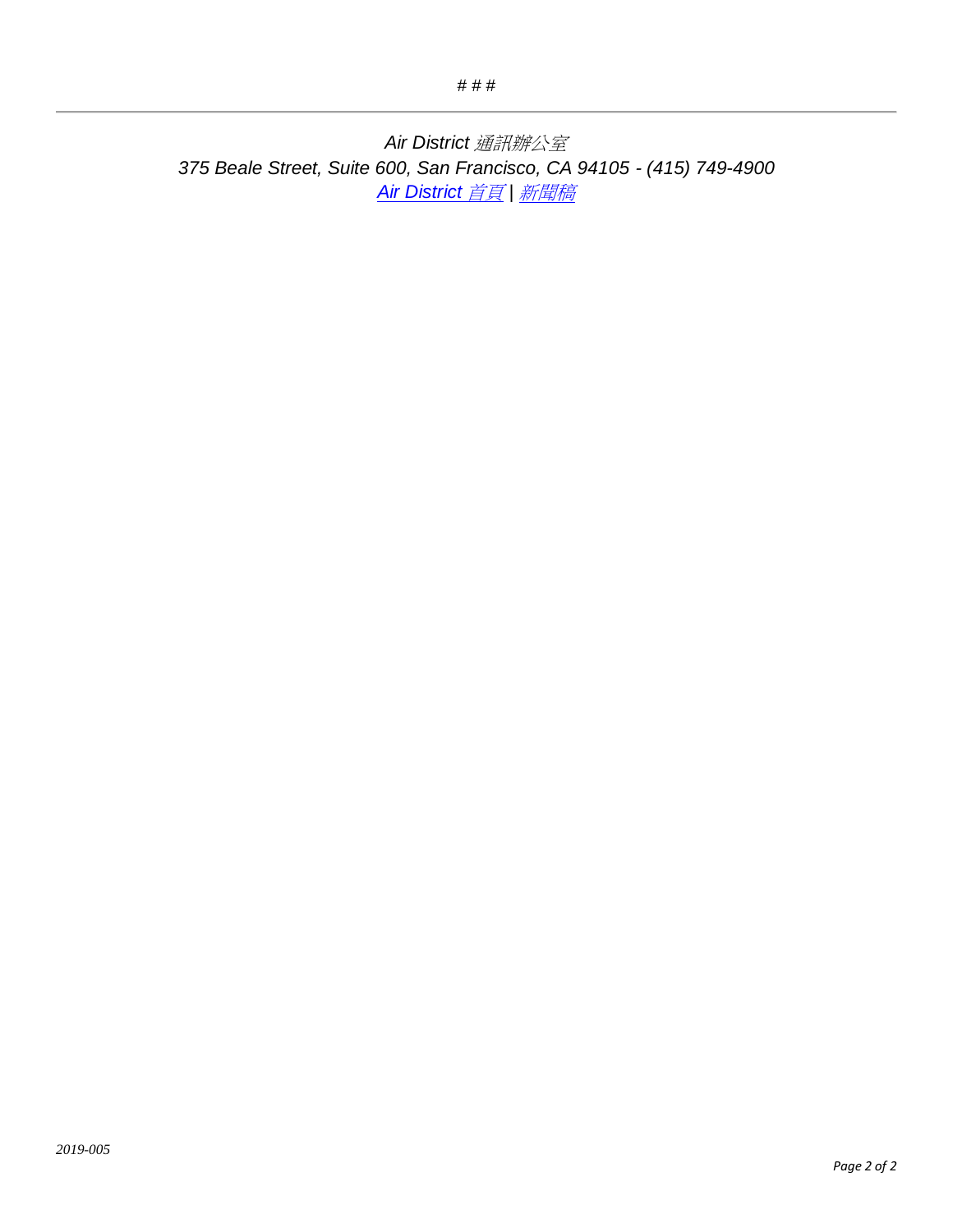# # #

---

*Air District 通訊辦公室*
*375 Beale Street, Suite 600, San Francisco, CA 94105 - (415) 749-4900*
*Air District 首頁 | 新聞稿*

*2019-005*